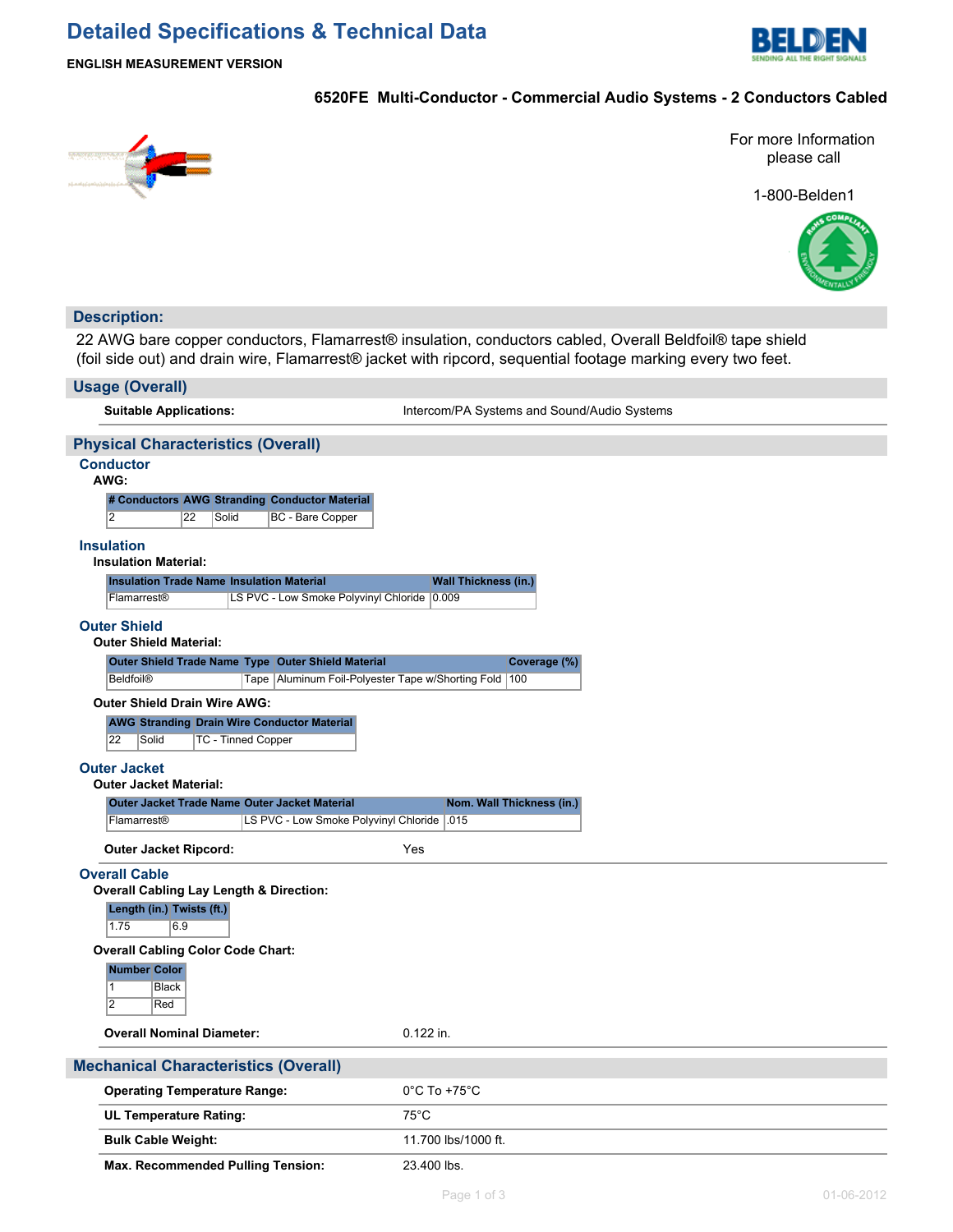# Detailed Specifications & Technical Data

**ENGLISH MEASUREMENT VERSION**

**6520FE Multi-Conductor - Commercial Audio Systems - 2 Conductors Cabled**

For more Information please call

1-800-Belden1

## Description:

22 AWG bare copper conductors, Flamarrest® insulation, conductors cabled, Overall Beldfoil® tape shield (foil side out) and drain wire, Flamarrest® jacket with ripcord, sequential footage marking every two feet.

## Usage (Overall)

**Suitable Applications:** Intercom/PA Systems and Sound/Audio Systems

## Physical Characteristics (Overall)

### Conductor

**AWG:**

| # Conductors | AWG | Stranding | Conductor Material |
|---|---|---|---|
| 2 | 22 | Solid | BC - Bare Copper |

### Insulation

**Insulation Material:**

| Insulation Trade Name | Insulation Material | Wall Thickness (in.) |
|---|---|---|
| Flamarrest® | LS PVC - Low Smoke Polyvinyl Chloride | 0.009 |

### Outer Shield

**Outer Shield Material:**

| Outer Shield Trade Name | Type | Outer Shield Material | Coverage (%) |
|---|---|---|---|
| Beldfoil® | Tape | Aluminum Foil-Polyester Tape w/Shorting Fold | 100 |

**Outer Shield Drain Wire AWG:**

| AWG | Stranding | Drain Wire Conductor Material |
|---|---|---|
| 22 | Solid | TC - Tinned Copper |

### Outer Jacket

**Outer Jacket Material:**

| Outer Jacket Trade Name | Outer Jacket Material | Nom. Wall Thickness (in.) |
|---|---|---|
| Flamarrest® | LS PVC - Low Smoke Polyvinyl Chloride | .015 |

**Outer Jacket Ripcord:** Yes

### Overall Cable

**Overall Cabling Lay Length & Direction:**

| Length (in.) | Twists (ft.) |
|---|---|
| 1.75 | 6.9 |

**Overall Cabling Color Code Chart:**

| Number | Color |
|---|---|
| 1 | Black |
| 2 | Red |

**Overall Nominal Diameter:** 0.122 in.

## Mechanical Characteristics (Overall)

**Operating Temperature Range:** 0°C To +75°C

**UL Temperature Rating:** 75°C

**Bulk Cable Weight:** 11.700 lbs/1000 ft.

**Max. Recommended Pulling Tension:** 23.400 lbs.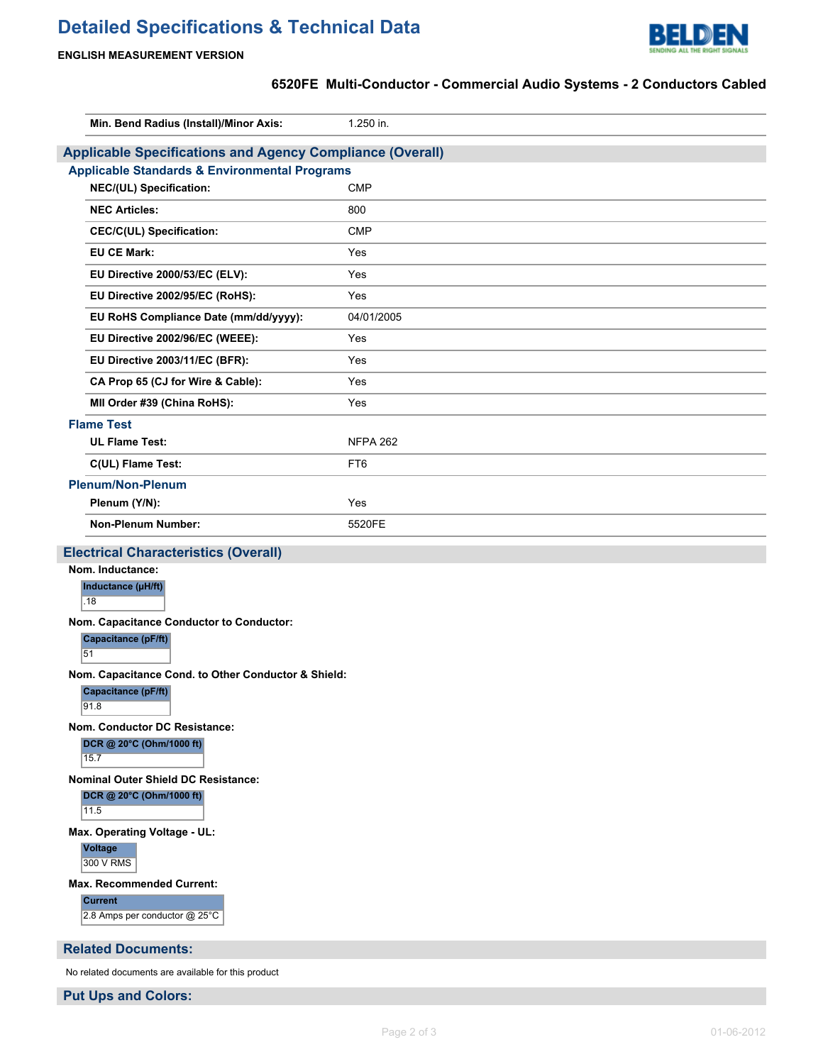# Detailed Specifications & Technical Data

**ENGLISH MEASUREMENT VERSION**

### 6520FE Multi-Conductor - Commercial Audio Systems - 2 Conductors Cabled

| | |
|---|---|
| **Min. Bend Radius (Install)/Minor Axis:** | 1.250 in. |

## Applicable Specifications and Agency Compliance (Overall)

### Applicable Standards & Environmental Programs

| | |
|---|---|
| **NEC/(UL) Specification:** | CMP |
| **NEC Articles:** | 800 |
| **CEC/C(UL) Specification:** | CMP |
| **EU CE Mark:** | Yes |
| **EU Directive 2000/53/EC (ELV):** | Yes |
| **EU Directive 2002/95/EC (RoHS):** | Yes |
| **EU RoHS Compliance Date (mm/dd/yyyy):** | 04/01/2005 |
| **EU Directive 2002/96/EC (WEEE):** | Yes |
| **EU Directive 2003/11/EC (BFR):** | Yes |
| **CA Prop 65 (CJ for Wire & Cable):** | Yes |
| **MII Order #39 (China RoHS):** | Yes |

### Flame Test

| | |
|---|---|
| **UL Flame Test:** | NFPA 262 |
| **C(UL) Flame Test:** | FT6 |

### Plenum/Non-Plenum

| | |
|---|---|
| **Plenum (Y/N):** | Yes |
| **Non-Plenum Number:** | 5520FE |

## Electrical Characteristics (Overall)

**Nom. Inductance:**

| Inductance (µH/ft) |
|---|
| .18 |

**Nom. Capacitance Conductor to Conductor:**

| Capacitance (pF/ft) |
|---|
| 51 |

**Nom. Capacitance Cond. to Other Conductor & Shield:**

| Capacitance (pF/ft) |
|---|
| 91.8 |

**Nom. Conductor DC Resistance:**

| DCR @ 20°C (Ohm/1000 ft) |
|---|
| 15.7 |

**Nominal Outer Shield DC Resistance:**

| DCR @ 20°C (Ohm/1000 ft) |
|---|
| 11.5 |

**Max. Operating Voltage - UL:**

| Voltage |
|---|
| 300 V RMS |

**Max. Recommended Current:**

| Current |
|---|
| 2.8 Amps per conductor @ 25°C |

## Related Documents:

No related documents are available for this product

## Put Ups and Colors: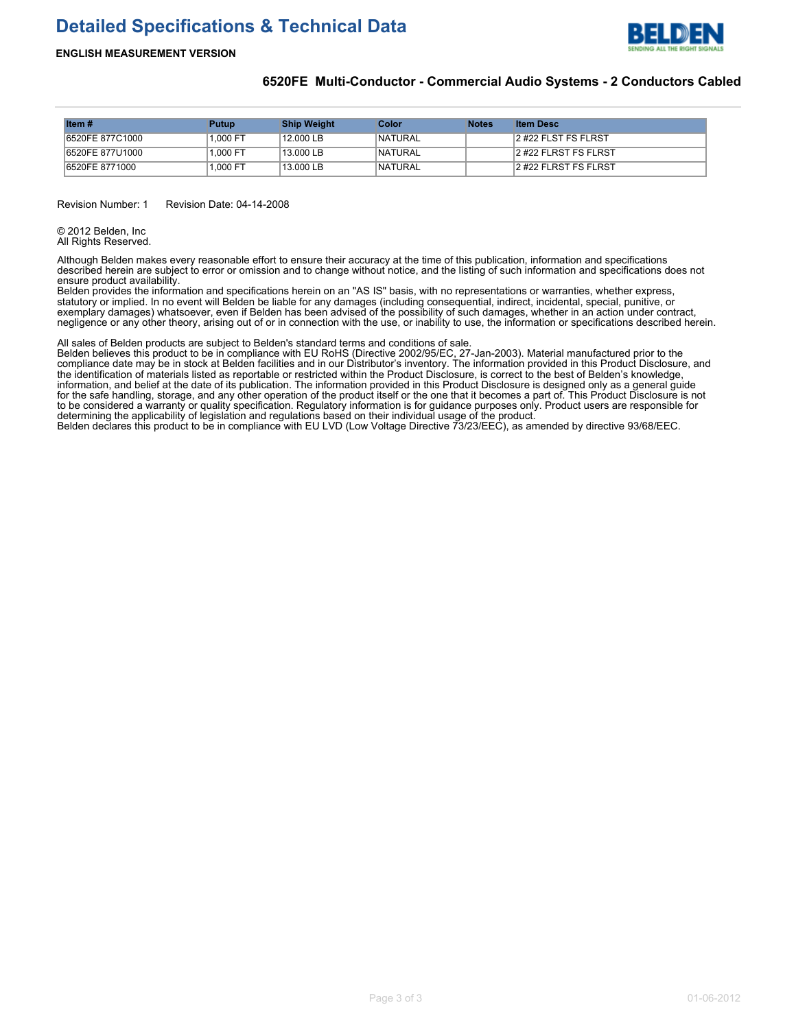# 6520FE Multi-Conductor - Commercial Audio Systems - 2 Conductors Cabled

| Item # | Putup | Ship Weight | Color | Notes | Item Desc |
|---|---|---|---|---|---|
| 6520FE 877C1000 | 1,000 FT | 12.000 LB | NATURAL | | 2 #22 FLST FS FLRST |
| 6520FE 877U1000 | 1,000 FT | 13.000 LB | NATURAL | | 2 #22 FLRST FS FLRST |
| 6520FE 8771000 | 1,000 FT | 13.000 LB | NATURAL | | 2 #22 FLRST FS FLRST |

Revision Number: 1    Revision Date: 04-14-2008

© 2012 Belden, Inc
All Rights Reserved.

Although Belden makes every reasonable effort to ensure their accuracy at the time of this publication, information and specifications described herein are subject to error or omission and to change without notice, and the listing of such information and specifications does not ensure product availability.
Belden provides the information and specifications herein on an "AS IS" basis, with no representations or warranties, whether express, statutory or implied. In no event will Belden be liable for any damages (including consequential, indirect, incidental, special, punitive, or exemplary damages) whatsoever, even if Belden has been advised of the possibility of such damages, whether in an action under contract, negligence or any other theory, arising out of or in connection with the use, or inability to use, the information or specifications described herein.

All sales of Belden products are subject to Belden's standard terms and conditions of sale.
Belden believes this product to be in compliance with EU RoHS (Directive 2002/95/EC, 27-Jan-2003). Material manufactured prior to the compliance date may be in stock at Belden facilities and in our Distributor's inventory. The information provided in this Product Disclosure, and the identification of materials listed as reportable or restricted within the Product Disclosure, is correct to the best of Belden's knowledge, information, and belief at the date of its publication. The information provided in this Product Disclosure is designed only as a general guide for the safe handling, storage, and any other operation of the product itself or the one that it becomes a part of. This Product Disclosure is not to be considered a warranty or quality specification. Regulatory information is for guidance purposes only. Product users are responsible for determining the applicability of legislation and regulations based on their individual usage of the product.
Belden declares this product to be in compliance with EU LVD (Low Voltage Directive 73/23/EEC), as amended by directive 93/68/EEC.